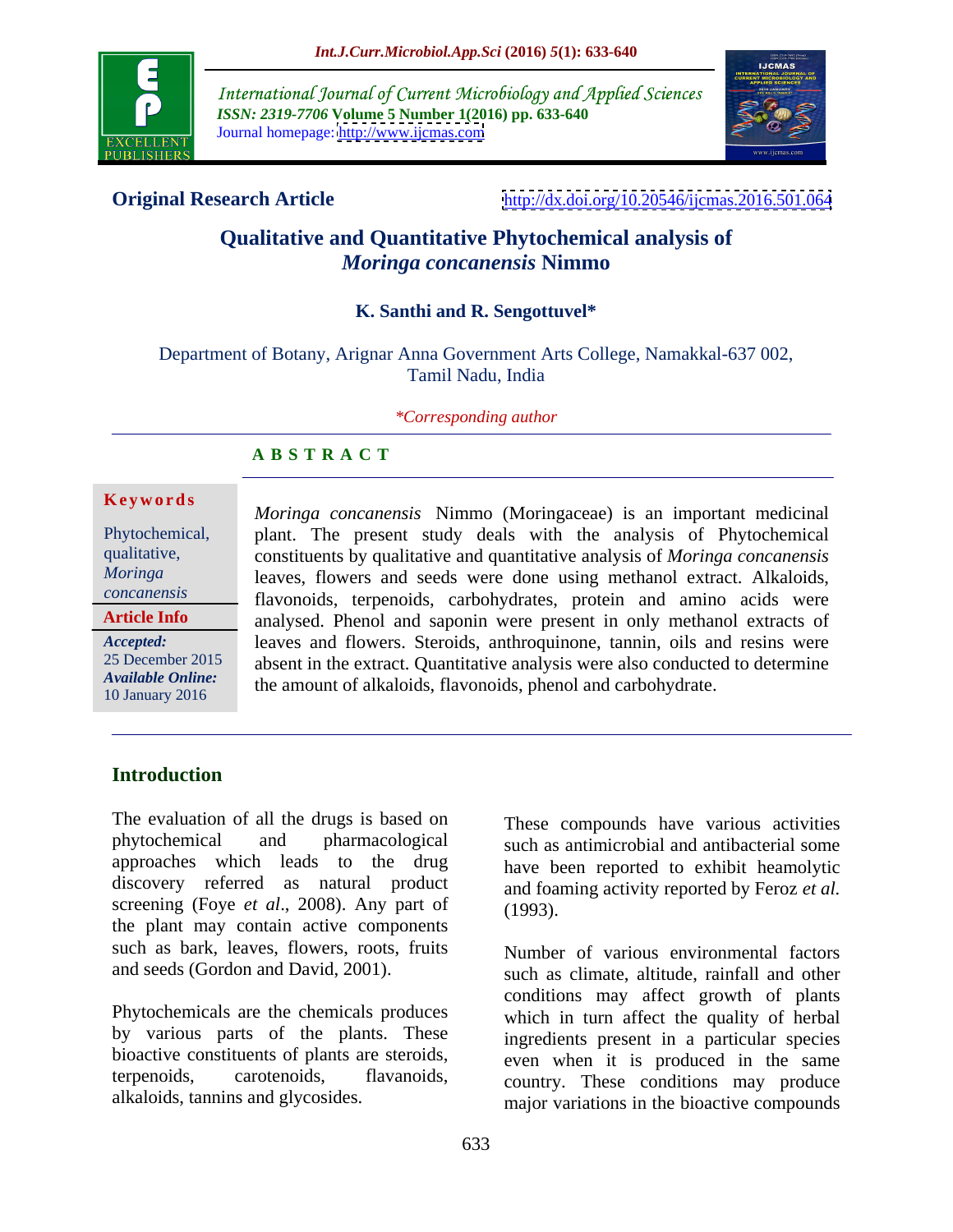Original Research Article

http://dx.doi.org/10.20546/ijcmas.2016.501.064

# Qualitative and Quantitative Phytochemical analysis of *Moringa concanensis* Nimmo

**K. Santhi and R. Sengottuvel***

Department of Botany, Arignar Anna Government Arts College, Namakkal-637 002, Tamil Nadu, India

*\*Corresponding author*

## ABSTRACT

**Keywords**

Phytochemical, qualitative, *Moringa concanensis*

**Article Info**

*Accepted:* 25 December 2015
*Available Online:* 10 January 2016

*Moringa concanensis* Nimmo (Moringaceae) is an important medicinal plant. The present study deals with the analysis of Phytochemical constituents by qualitative and quantitative analysis of *Moringa concanensis* leaves, flowers and seeds were done using methanol extract. Alkaloids, flavonoids, terpenoids, carbohydrates, protein and amino acids were analysed. Phenol and saponin were present in only methanol extracts of leaves and flowers. Steroids, anthroquinone, tannin, oils and resins were absent in the extract. Quantitative analysis were also conducted to determine the amount of alkaloids, flavonoids, phenol and carbohydrate.

## Introduction

The evaluation of all the drugs is based on phytochemical and pharmacological approaches which leads to the drug discovery referred as natural product screening (Foye *et al*., 2008). Any part of the plant may contain active components such as bark, leaves, flowers, roots, fruits and seeds (Gordon and David, 2001).

Phytochemicals are the chemicals produces by various parts of the plants. These bioactive constituents of plants are steroids, terpenoids, carotenoids, flavanoids, alkaloids, tannins and glycosides. These compounds have various activities such as antimicrobial and antibacterial some have been reported to exhibit heamolytic and foaming activity reported by Feroz *et al.* (1993).

Number of various environmental factors such as climate, altitude, rainfall and other conditions may affect growth of plants which in turn affect the quality of herbal ingredients present in a particular species even when it is produced in the same country. These conditions may produce major variations in the bioactive compounds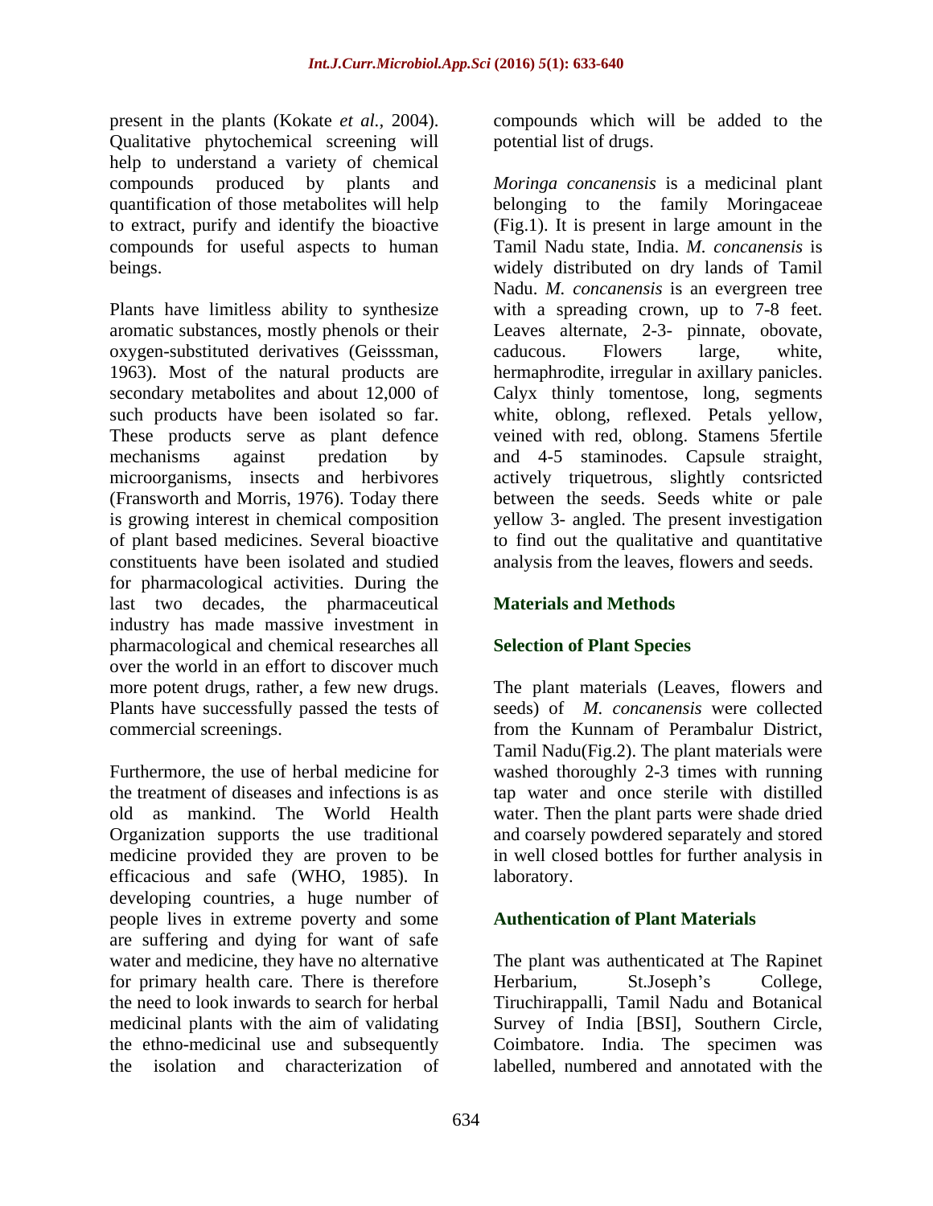present in the plants (Kokate *et al.*, 2004). Qualitative phytochemical screening will help to understand a variety of chemical compounds produced by plants and quantification of those metabolites will help to extract, purify and identify the bioactive compounds for useful aspects to human beings.

Plants have limitless ability to synthesize aromatic substances, mostly phenols or their oxygen-substituted derivatives (Geisssman, 1963). Most of the natural products are secondary metabolites and about 12,000 of such products have been isolated so far. These products serve as plant defence mechanisms against predation by microorganisms, insects and herbivores (Fransworth and Morris, 1976). Today there is growing interest in chemical composition of plant based medicines. Several bioactive constituents have been isolated and studied for pharmacological activities. During the last two decades, the pharmaceutical industry has made massive investment in pharmacological and chemical researches all over the world in an effort to discover much more potent drugs, rather, a few new drugs. Plants have successfully passed the tests of commercial screenings.

Furthermore, the use of herbal medicine for the treatment of diseases and infections is as old as mankind. The World Health Organization supports the use traditional medicine provided they are proven to be efficacious and safe (WHO, 1985). In developing countries, a huge number of people lives in extreme poverty and some are suffering and dying for want of safe water and medicine, they have no alternative for primary health care. There is therefore the need to look inwards to search for herbal medicinal plants with the aim of validating the ethno-medicinal use and subsequently the isolation and characterization of compounds which will be added to the potential list of drugs.

*Moringa concanensis* is a medicinal plant belonging to the family Moringaceae (Fig.1). It is present in large amount in the Tamil Nadu state, India. *M. concanensis* is widely distributed on dry lands of Tamil Nadu. *M. concanensis* is an evergreen tree with a spreading crown, up to 7-8 feet. Leaves alternate, 2-3- pinnate, obovate, caducous. Flowers large, white, hermaphrodite, irregular in axillary panicles. Calyx thinly tomentose, long, segments white, oblong, reflexed. Petals yellow, veined with red, oblong. Stamens 5fertile and 4-5 staminodes. Capsule straight, actively triquetrous, slightly contsricted between the seeds. Seeds white or pale yellow 3- angled. The present investigation to find out the qualitative and quantitative analysis from the leaves, flowers and seeds.

## Materials and Methods

### Selection of Plant Species

The plant materials (Leaves, flowers and seeds) of *M. concanensis* were collected from the Kunnam of Perambalur District, Tamil Nadu(Fig.2). The plant materials were washed thoroughly 2-3 times with running tap water and once sterile with distilled water. Then the plant parts were shade dried and coarsely powdered separately and stored in well closed bottles for further analysis in laboratory.

### Authentication of Plant Materials

The plant was authenticated at The Rapinet Herbarium, St.Joseph's College, Tiruchirappalli, Tamil Nadu and Botanical Survey of India [BSI], Southern Circle, Coimbatore. India. The specimen was labelled, numbered and annotated with the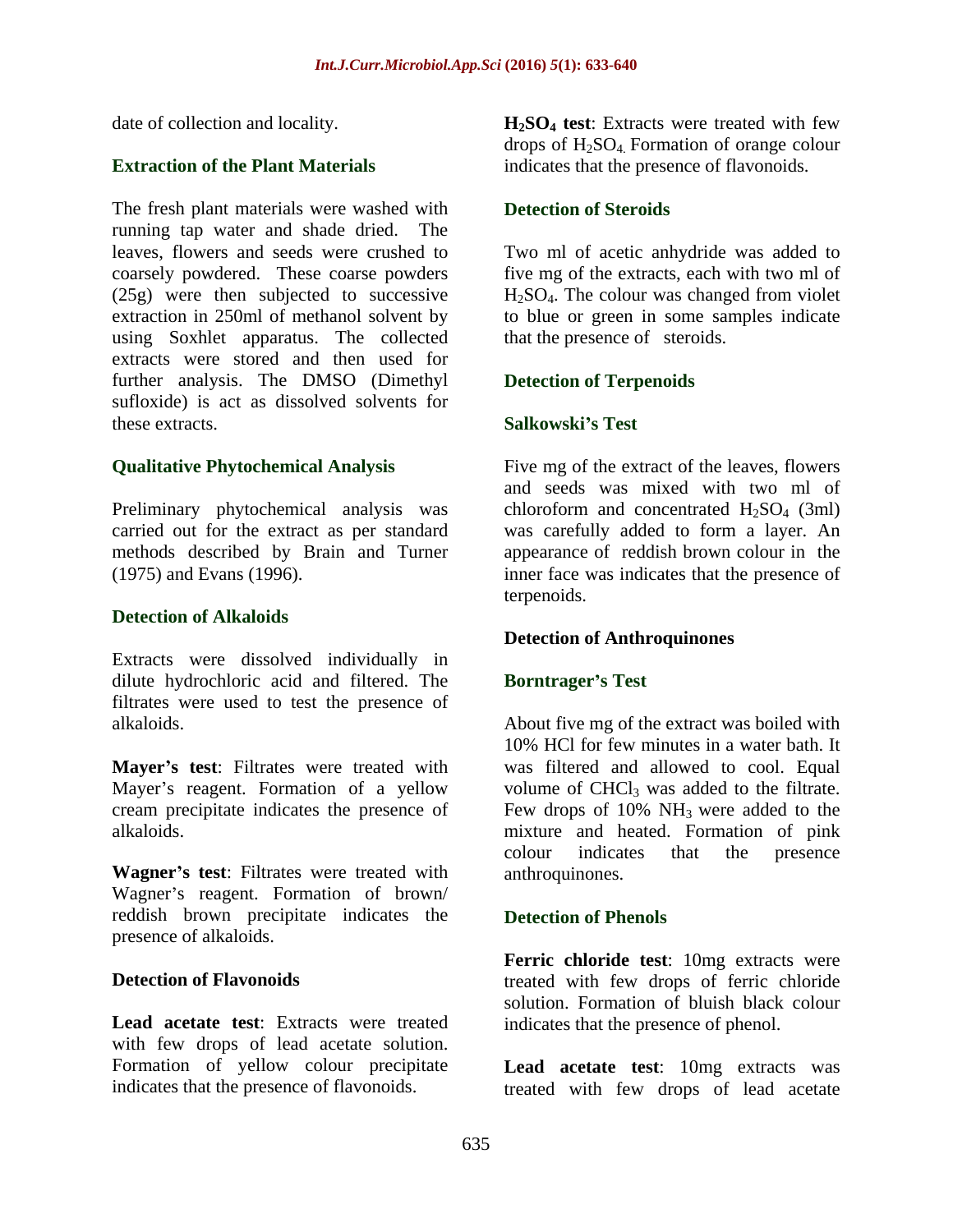date of collection and locality.

## Extraction of the Plant Materials

The fresh plant materials were washed with running tap water and shade dried. The leaves, flowers and seeds were crushed to coarsely powdered. These coarse powders (25g) were then subjected to successive extraction in 250ml of methanol solvent by using Soxhlet apparatus. The collected extracts were stored and then used for further analysis. The DMSO (Dimethyl sufloxide) is act as dissolved solvents for these extracts.

## Qualitative Phytochemical Analysis

Preliminary phytochemical analysis was carried out for the extract as per standard methods described by Brain and Turner (1975) and Evans (1996).

### Detection of Alkaloids

Extracts were dissolved individually in dilute hydrochloric acid and filtered. The filtrates were used to test the presence of alkaloids.

**Mayer's test**: Filtrates were treated with Mayer's reagent. Formation of a yellow cream precipitate indicates the presence of alkaloids.

**Wagner's test**: Filtrates were treated with Wagner's reagent. Formation of brown/ reddish brown precipitate indicates the presence of alkaloids.

### Detection of Flavonoids

**Lead acetate test**: Extracts were treated with few drops of lead acetate solution. Formation of yellow colour precipitate indicates that the presence of flavonoids.

**$H_2SO_4$ test**: Extracts were treated with few drops of $H_2SO_4$. Formation of orange colour indicates that the presence of flavonoids.

### Detection of Steroids

Two ml of acetic anhydride was added to five mg of the extracts, each with two ml of $H_2SO_4$. The colour was changed from violet to blue or green in some samples indicate that the presence of steroids.

### Detection of Terpenoids

### Salkowski's Test

Five mg of the extract of the leaves, flowers and seeds was mixed with two ml of chloroform and concentrated $H_2SO_4$ (3ml) was carefully added to form a layer. An appearance of reddish brown colour in the inner face was indicates that the presence of terpenoids.

### Detection of Anthroquinones

### Borntrager's Test

About five mg of the extract was boiled with 10% HCl for few minutes in a water bath. It was filtered and allowed to cool. Equal volume of $CHCl_3$ was added to the filtrate. Few drops of 10% $NH_3$ were added to the mixture and heated. Formation of pink colour indicates that the presence anthroquinones.

### Detection of Phenols

**Ferric chloride test**: 10mg extracts were treated with few drops of ferric chloride solution. Formation of bluish black colour indicates that the presence of phenol.

**Lead acetate test**: 10mg extracts was treated with few drops of lead acetate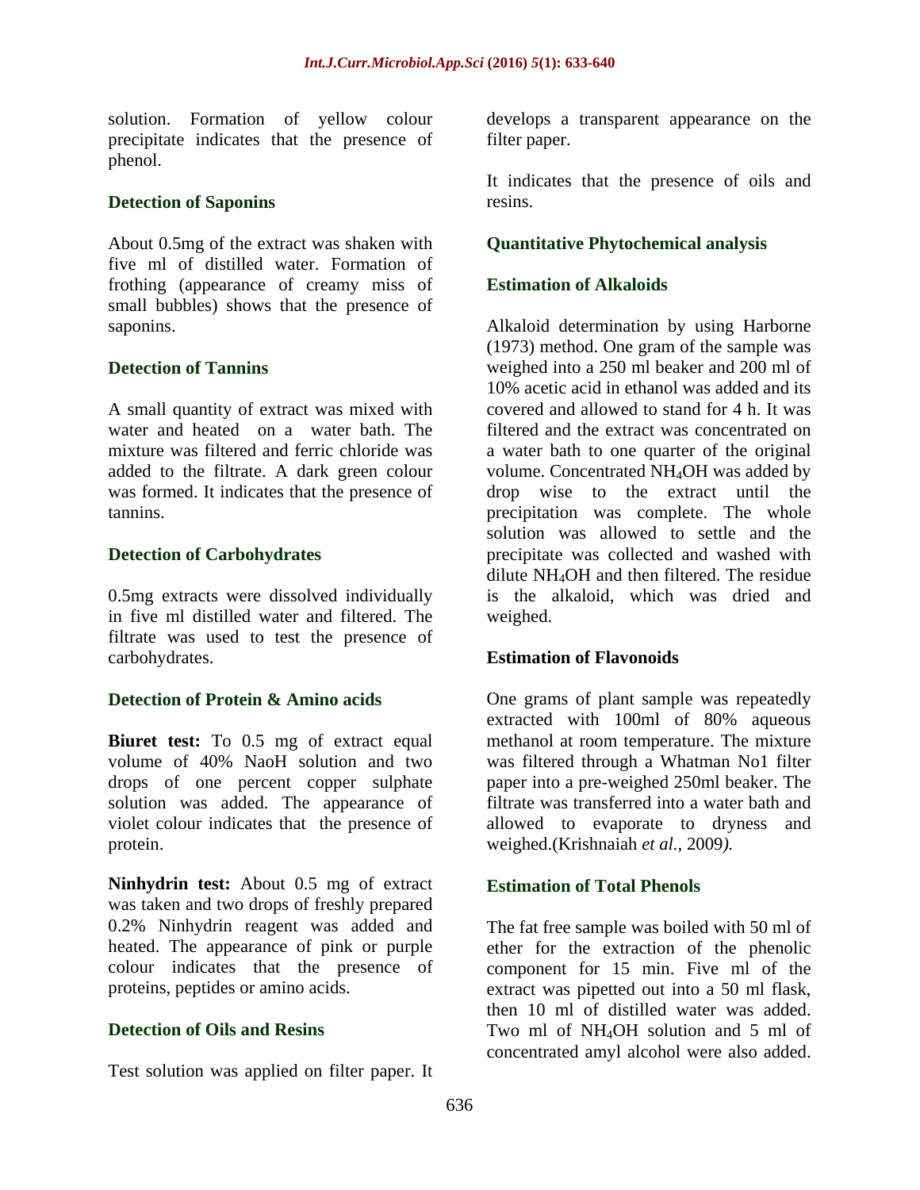solution. Formation of yellow colour precipitate indicates that the presence of phenol.

### Detection of Saponins

About 0.5mg of the extract was shaken with five ml of distilled water. Formation of frothing (appearance of creamy miss of small bubbles) shows that the presence of saponins.

### Detection of Tannins

A small quantity of extract was mixed with water and heated on a water bath. The mixture was filtered and ferric chloride was added to the filtrate. A dark green colour was formed. It indicates that the presence of tannins.

### Detection of Carbohydrates

0.5mg extracts were dissolved individually in five ml distilled water and filtered. The filtrate was used to test the presence of carbohydrates.

### Detection of Protein & Amino acids

**Biuret test:** To 0.5 mg of extract equal volume of 40% NaoH solution and two drops of one percent copper sulphate solution was added. The appearance of violet colour indicates that the presence of protein.

**Ninhydrin test:** About 0.5 mg of extract was taken and two drops of freshly prepared 0.2% Ninhydrin reagent was added and heated. The appearance of pink or purple colour indicates that the presence of proteins, peptides or amino acids.

### Detection of Oils and Resins

Test solution was applied on filter paper. It develops a transparent appearance on the filter paper.

It indicates that the presence of oils and resins.

## Quantitative Phytochemical analysis

### Estimation of Alkaloids

Alkaloid determination by using Harborne (1973) method. One gram of the sample was weighed into a 250 ml beaker and 200 ml of 10% acetic acid in ethanol was added and its covered and allowed to stand for 4 h. It was filtered and the extract was concentrated on a water bath to one quarter of the original volume. Concentrated $NH_4OH$ was added by drop wise to the extract until the precipitation was complete. The whole solution was allowed to settle and the precipitate was collected and washed with dilute $NH_4OH$ and then filtered. The residue is the alkaloid, which was dried and weighed.

### Estimation of Flavonoids

One grams of plant sample was repeatedly extracted with 100ml of 80% aqueous methanol at room temperature. The mixture was filtered through a Whatman No1 filter paper into a pre-weighed 250ml beaker. The filtrate was transferred into a water bath and allowed to evaporate to dryness and weighed.(Krishnaiah *et al.,* 2009*).*

### Estimation of Total Phenols

The fat free sample was boiled with 50 ml of ether for the extraction of the phenolic component for 15 min. Five ml of the extract was pipetted out into a 50 ml flask, then 10 ml of distilled water was added. Two ml of $NH_4OH$ solution and 5 ml of concentrated amyl alcohol were also added.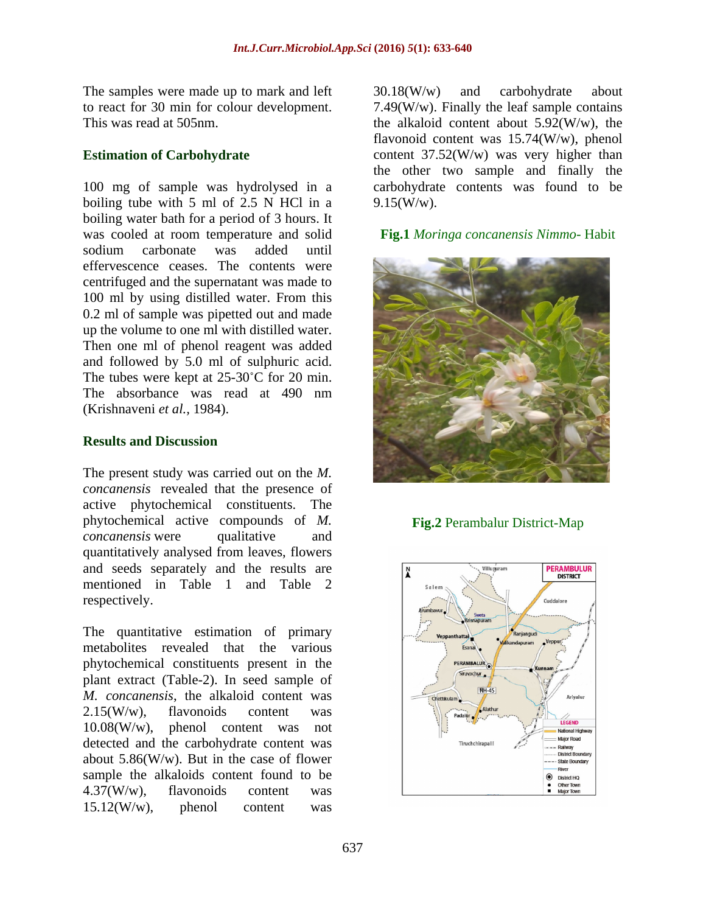The samples were made up to mark and left to react for 30 min for colour development. This was read at 505nm.

### Estimation of Carbohydrate

100 mg of sample was hydrolysed in a boiling tube with 5 ml of 2.5 N HCl in a boiling water bath for a period of 3 hours. It was cooled at room temperature and solid sodium carbonate was added until effervescence ceases. The contents were centrifuged and the supernatant was made to 100 ml by using distilled water. From this 0.2 ml of sample was pipetted out and made up the volume to one ml with distilled water. Then one ml of phenol reagent was added and followed by 5.0 ml of sulphuric acid. The tubes were kept at 25-30˚C for 20 min. The absorbance was read at 490 nm (Krishnaveni *et al.,* 1984).

## Results and Discussion

The present study was carried out on the *M. concanensis* revealed that the presence of active phytochemical constituents. The phytochemical active compounds of *M. concanensis* were qualitative and quantitatively analysed from leaves, flowers and seeds separately and the results are mentioned in Table 1 and Table 2 respectively.

The quantitative estimation of primary metabolites revealed that the various phytochemical constituents present in the plant extract (Table-2). In seed sample of *M. concanensis*, the alkaloid content was 2.15(W/w), flavonoids content was 10.08(W/w), phenol content was not detected and the carbohydrate content was about 5.86(W/w). But in the case of flower sample the alkaloids content found to be 4.37(W/w), flavonoids content was 15.12(W/w), phenol content was 30.18(W/w) and carbohydrate about 7.49(W/w). Finally the leaf sample contains the alkaloid content about 5.92(W/w), the flavonoid content was 15.74(W/w), phenol content 37.52(W/w) was very higher than the other two sample and finally the carbohydrate contents was found to be 9.15(W/w).

**Fig.1** *Moringa concanensis Nimmo-* Habit

**Fig.2** Perambalur District-Map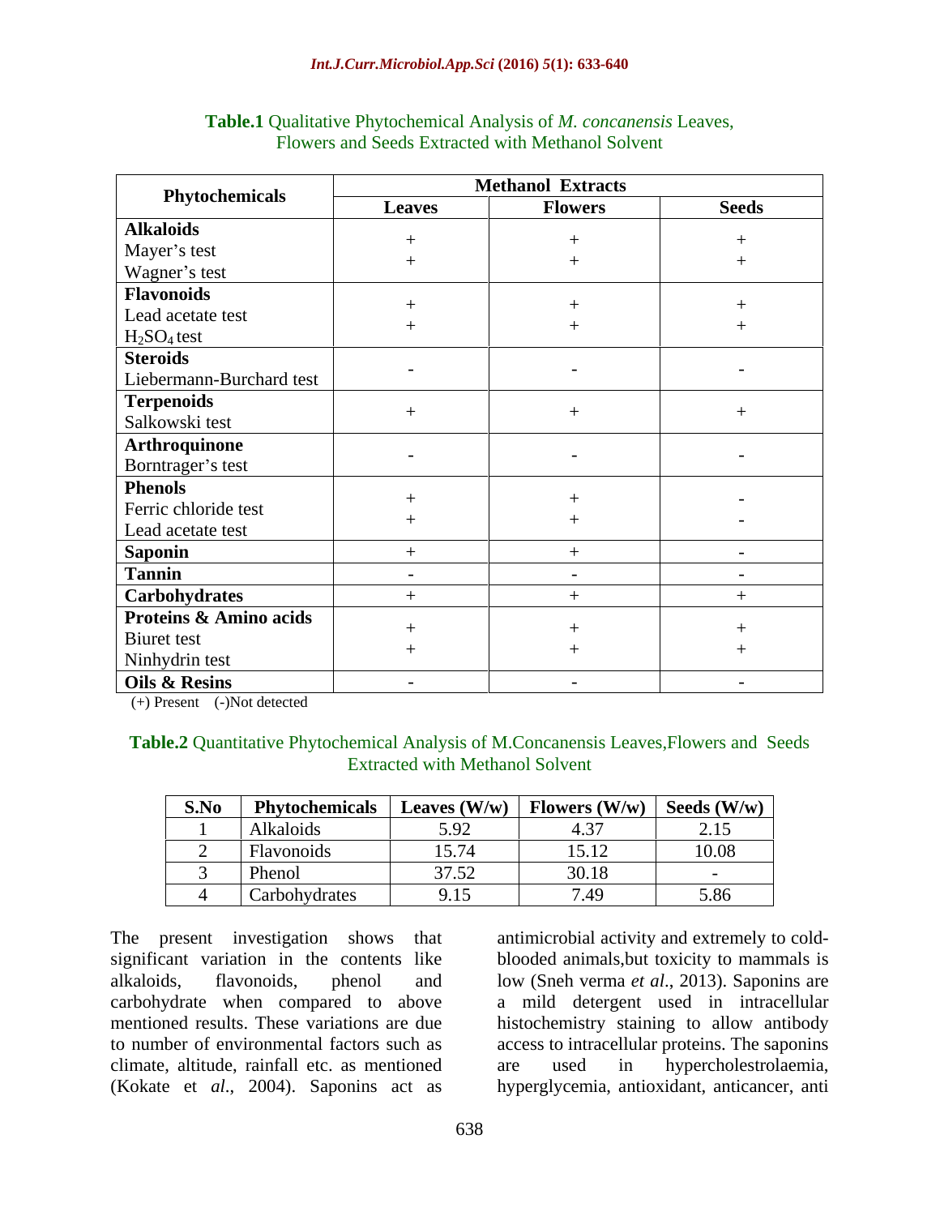**Table.1** Qualitative Phytochemical Analysis of *M. concanensis* Leaves, Flowers and Seeds Extracted with Methanol Solvent

| Phytochemicals | Methanol Extracts | | |
|---|---|---|---|
| | Leaves | Flowers | Seeds |
| **Alkaloids** | | | |
| Mayer's test | + | + | + |
| Wagner's test | + | + | + |
| **Flavonoids** | | | |
| Lead acetate test | + | + | + |
| $H_2SO_4$ test | + | + | + |
| **Steroids** | | | |
| Liebermann-Burchard test | - | - | - |
| **Terpenoids** | | | |
| Salkowski test | + | + | + |
| **Arthroquinone** | | | |
| Borntrager's test | - | - | - |
| **Phenols** | | | |
| Ferric chloride test | + | + | - |
| Lead acetate test | + | + | - |
| **Saponin** | + | + | - |
| **Tannin** | - | - | - |
| **Carbohydrates** | + | + | + |
| **Proteins & Amino acids** | | | |
| Biuret test | + | + | + |
| Ninhydrin test | + | + | + |
| **Oils & Resins** | - | - | - |

(+) Present (-)Not detected

**Table.2** Quantitative Phytochemical Analysis of M.Concanensis Leaves,Flowers and Seeds Extracted with Methanol Solvent

| S.No | Phytochemicals | Leaves (W/w) | Flowers (W/w) | Seeds (W/w) |
|---|---|---|---|---|
| 1 | Alkaloids | 5.92 | 4.37 | 2.15 |
| 2 | Flavonoids | 15.74 | 15.12 | 10.08 |
| 3 | Phenol | 37.52 | 30.18 | - |
| 4 | Carbohydrates | 9.15 | 7.49 | 5.86 |

The present investigation shows that significant variation in the contents like alkaloids, flavonoids, phenol and carbohydrate when compared to above mentioned results. These variations are due to number of environmental factors such as climate, altitude, rainfall etc. as mentioned (Kokate et *al*., 2004). Saponins act as antimicrobial activity and extremely to cold-blooded animals,but toxicity to mammals is low (Sneh verma *et al*., 2013). Saponins are a mild detergent used in intracellular histochemistry staining to allow antibody access to intracellular proteins. The saponins are used in hypercholestrolaemia, hyperglycemia, antioxidant, anticancer, anti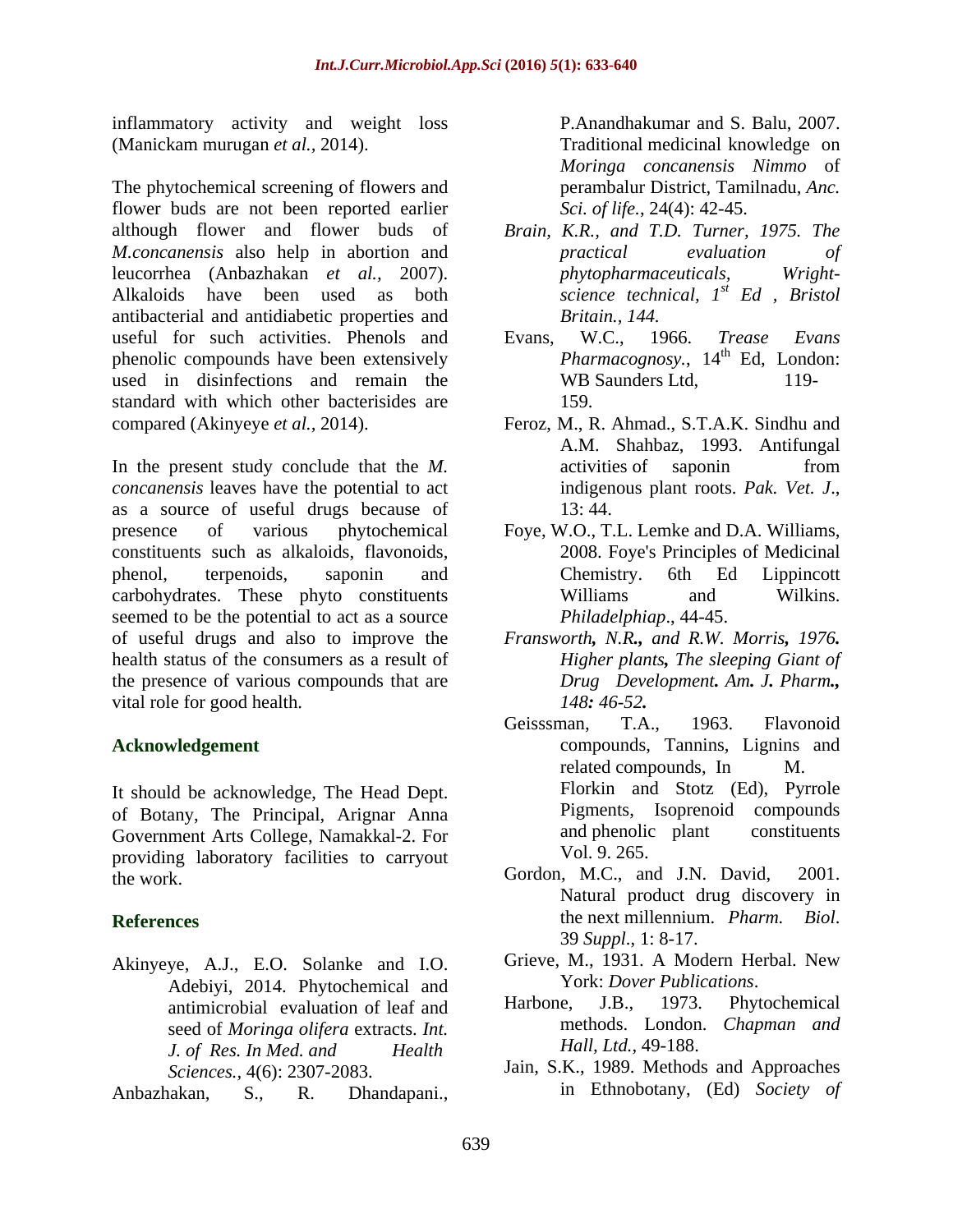inflammatory activity and weight loss (Manickam murugan *et al.,* 2014).

The phytochemical screening of flowers and flower buds are not been reported earlier although flower and flower buds of *M.concanensis* also help in abortion and leucorrhea (Anbazhakan *et al.,* 2007). Alkaloids have been used as both antibacterial and antidiabetic properties and useful for such activities. Phenols and phenolic compounds have been extensively used in disinfections and remain the standard with which other bacterisides are compared (Akinyeye *et al.,* 2014).

In the present study conclude that the *M. concanensis* leaves have the potential to act as a source of useful drugs because of presence of various phytochemical constituents such as alkaloids, flavonoids, phenol, terpenoids, saponin and carbohydrates. These phyto constituents seemed to be the potential to act as a source of useful drugs and also to improve the health status of the consumers as a result of the presence of various compounds that are vital role for good health.

## Acknowledgement

It should be acknowledge, The Head Dept. of Botany, The Principal, Arignar Anna Government Arts College, Namakkal-2. For providing laboratory facilities to carryout the work.

## References

Akinyeye, A.J., E.O. Solanke and I.O. Adebiyi, 2014. Phytochemical and antimicrobial evaluation of leaf and seed of *Moringa olifera* extracts. *Int. J. of Res. In Med. and Health Sciences.,* 4(6): 2307-2083.

Anbazhakan, S., R. Dhandapani., P.Anandhakumar and S. Balu, 2007. Traditional medicinal knowledge on *Moringa concanensis Nimmo* of perambalur District, Tamilnadu, *Anc. Sci. of life.,* 24(4): 42-45.

*Brain, K.R., and T.D. Turner, 1975. The practical evaluation of phytopharmaceuticals, Wright-science technical, 1st Ed , Bristol Britain., 144.*

Evans, W.C., 1966. *Trease Evans Pharmacognosy.,* 14th Ed, London: WB Saunders Ltd, 119-159.

Feroz, M., R. Ahmad., S.T.A.K. Sindhu and A.M. Shahbaz, 1993. Antifungal activities of saponin from indigenous plant roots. *Pak. Vet. J.,* 13: 44.

Foye, W.O., T.L. Lemke and D.A. Williams, 2008. Foye's Principles of Medicinal Chemistry. 6th Ed Lippincott Williams and Wilkins. *Philadelphiap*., 44-45.

*Fransworth, N.R., and R.W. Morris, 1976. Higher plants, The sleeping Giant of Drug Development. Am. J. Pharm., 148: 46-52.*

Geisssman, T.A., 1963. Flavonoid compounds, Tannins, Lignins and related compounds, In M. Florkin and Stotz (Ed), Pyrrole Pigments, Isoprenoid compounds and phenolic plant constituents Vol. 9. 265.

Gordon, M.C., and J.N. David, 2001. Natural product drug discovery in the next millennium. *Pharm. Biol.* 39 *Suppl*., 1: 8-17.

Grieve, M., 1931. A Modern Herbal. New York: *Dover Publications*.

Harbone, J.B., 1973. Phytochemical methods. London. *Chapman and Hall, Ltd.,* 49-188.

Jain, S.K., 1989. Methods and Approaches in Ethnobotany, (Ed) *Society of*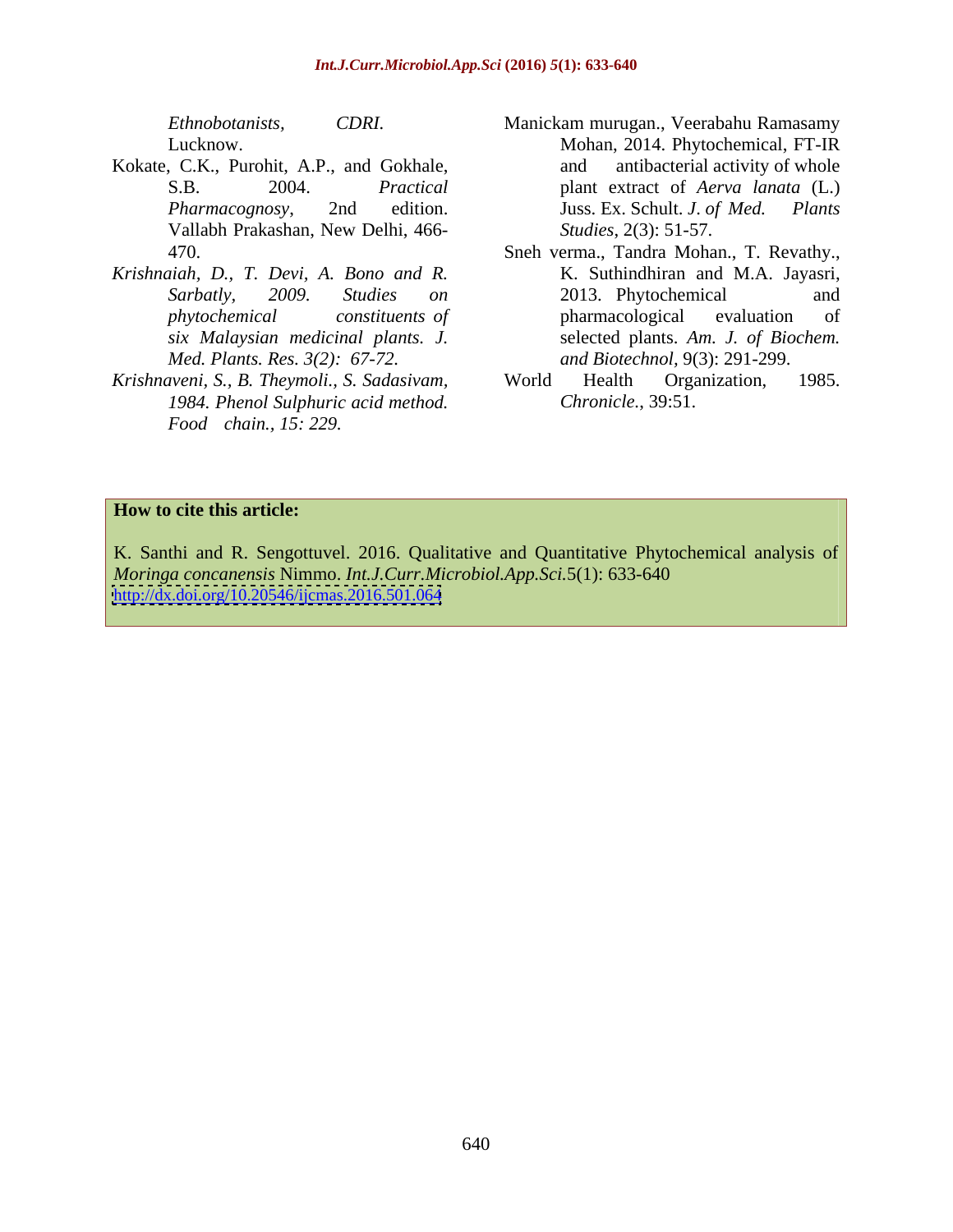*Ethnobotanists, CDRI.* Lucknow.

Kokate, C.K., Purohit, A.P., and Gokhale, S.B. 2004. *Practical Pharmacognosy*, 2nd edition. Vallabh Prakashan, New Delhi, 466-470.

*Krishnaiah, D., T. Devi, A. Bono and R. Sarbatly, 2009. Studies on phytochemical constituents of six Malaysian medicinal plants. J. Med. Plants. Res. 3(2): 67-72.*

*Krishnaveni, S., B. Theymoli., S. Sadasivam, 1984. Phenol Sulphuric acid method. Food chain., 15: 229.*

Manickam murugan., Veerabahu Ramasamy Mohan, 2014. Phytochemical, FT-IR and antibacterial activity of whole plant extract of *Aerva lanata* (L.) Juss. Ex. Schult. *J. of Med. Plants Studies*, 2(3): 51-57.

Sneh verma., Tandra Mohan., T. Revathy., K. Suthindhiran and M.A. Jayasri, 2013. Phytochemical and pharmacological evaluation of selected plants. *Am. J. of Biochem. and Biotechnol*, 9(3): 291-299.

World Health Organization, 1985. *Chronicle.*, 39:51.

**How to cite this article:**

K. Santhi and R. Sengottuvel. 2016. Qualitative and Quantitative Phytochemical analysis of *Moringa concanensis* Nimmo. *Int.J.Curr.Microbiol.App.Sci.*5(1): 633-640
http://dx.doi.org/10.20546/ijcmas.2016.501.064